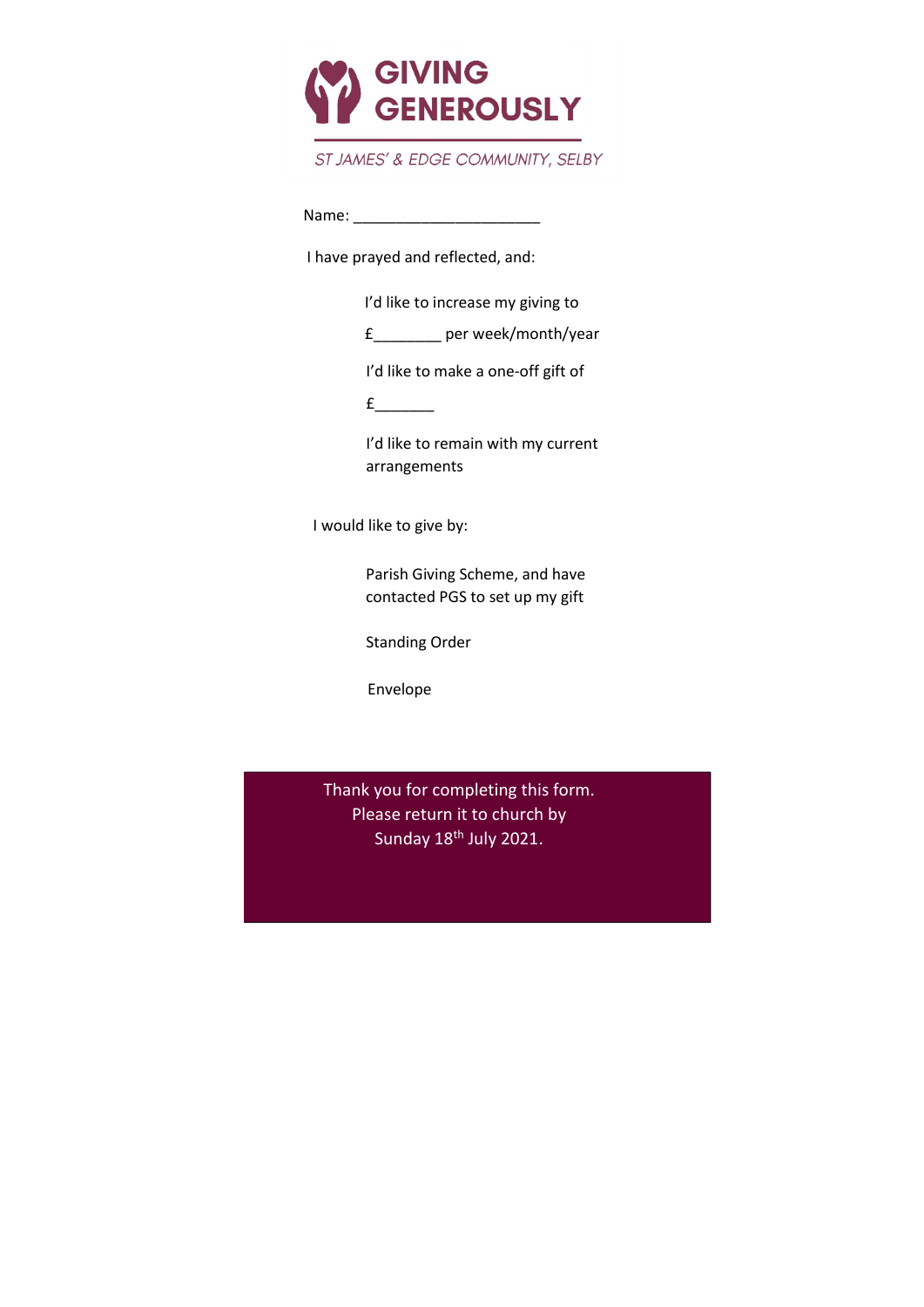# GIVING GENEROUSLY

*ST JAMES' & EDGE COMMUNITY, SELBY*

Name: ______________________

I have prayed and reflected, and:

I'd like to increase my giving to

£________ per week/month/year

I'd like to make a one-off gift of

£_______

I'd like to remain with my current arrangements

I would like to give by:

Parish Giving Scheme, and have contacted PGS to set up my gift

Standing Order

Envelope

Thank you for completing this form.
Please return it to church by
Sunday 18th July 2021.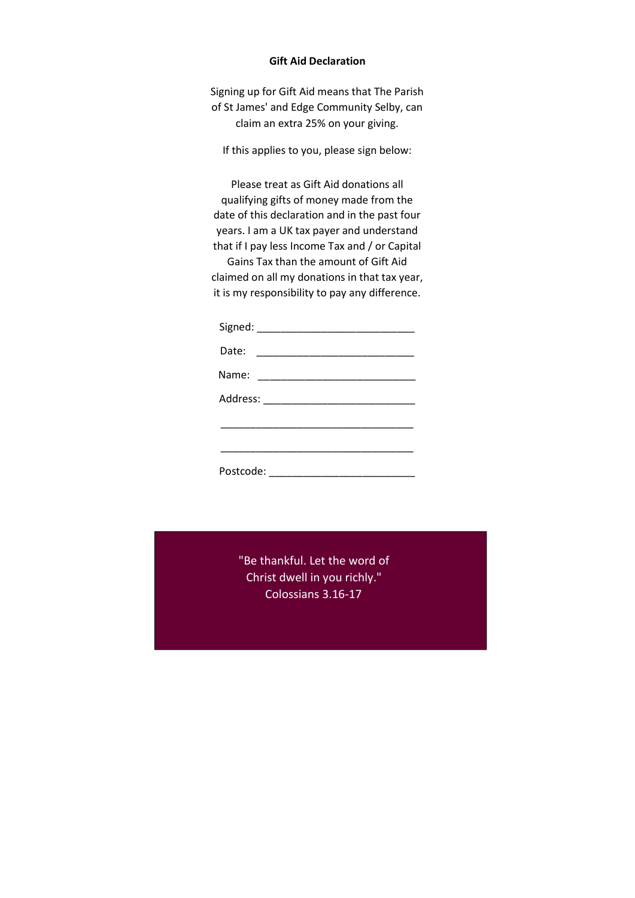**Gift Aid Declaration**

Signing up for Gift Aid means that The Parish of St James' and Edge Community Selby, can claim an extra 25% on your giving.

If this applies to you, please sign below:

Please treat as Gift Aid donations all qualifying gifts of money made from the date of this declaration and in the past four years. I am a UK tax payer and understand that if I pay less Income Tax and / or Capital Gains Tax than the amount of Gift Aid claimed on all my donations in that tax year, it is my responsibility to pay any difference.

Signed: ___________________________

Date: ___________________________

Name: ___________________________

Address: ___________________________

___________________________________

___________________________________

Postcode: __________________________

"Be thankful. Let the word of Christ dwell in you richly."
Colossians 3.16-17